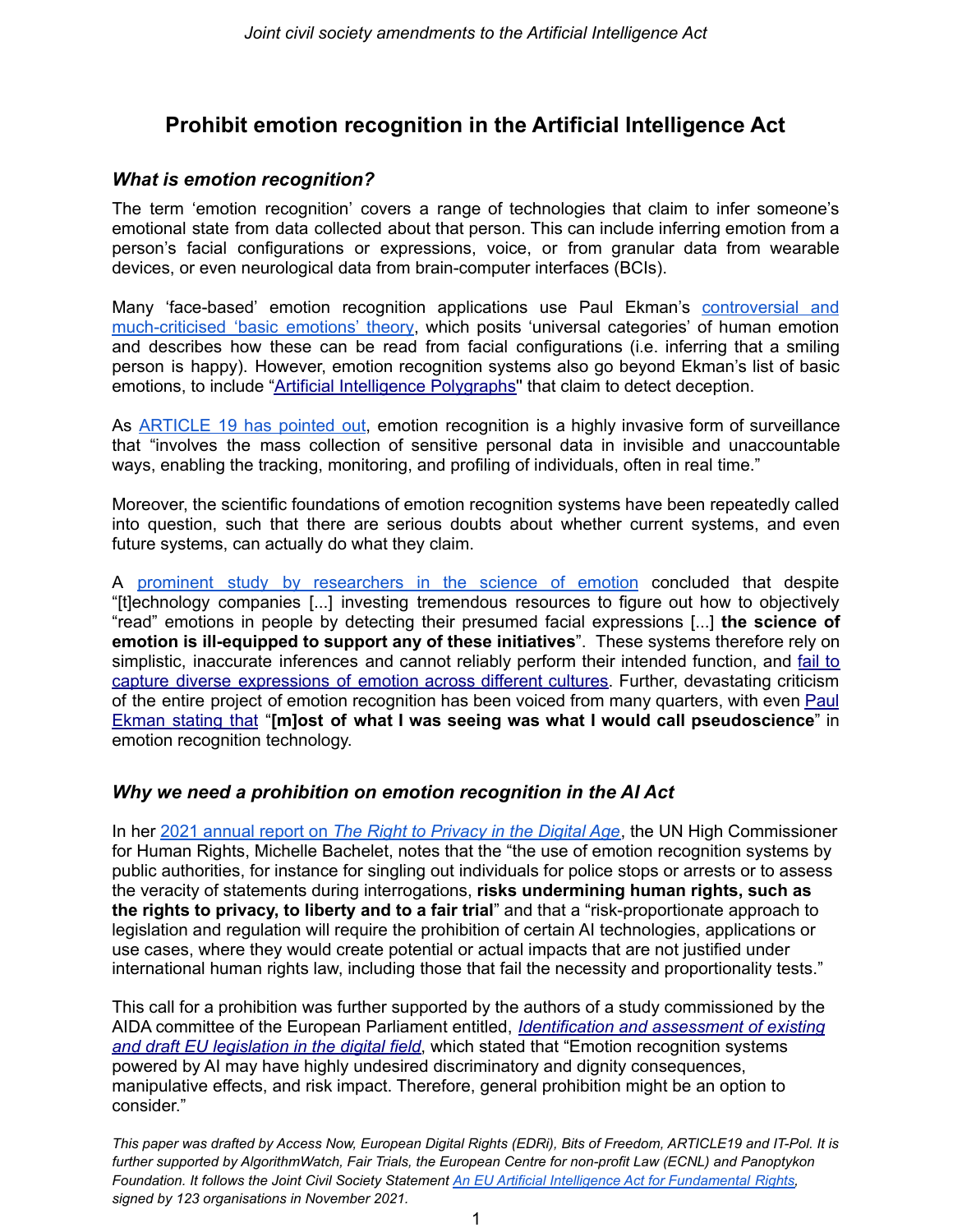# Prohibit emotion recognition in the Artificial Intelligence Act

### *What is emotion recognition?*

The term 'emotion recognition' covers a range of technologies that claim to infer someone's emotional state from data collected about that person. This can include inferring emotion from a person's facial configurations or expressions, voice, or from granular data from wearable devices, or even neurological data from brain-computer interfaces (BCIs).

Many 'face-based' emotion recognition applications use Paul Ekman's controversial and much-criticised 'basic emotions' theory, which posits 'universal categories' of human emotion and describes how these can be read from facial configurations (i.e. inferring that a smiling person is happy). However, emotion recognition systems also go beyond Ekman's list of basic emotions, to include "Artificial Intelligence Polygraphs" that claim to detect deception.

As ARTICLE 19 has pointed out, emotion recognition is a highly invasive form of surveillance that "involves the mass collection of sensitive personal data in invisible and unaccountable ways, enabling the tracking, monitoring, and profiling of individuals, often in real time."

Moreover, the scientific foundations of emotion recognition systems have been repeatedly called into question, such that there are serious doubts about whether current systems, and even future systems, can actually do what they claim.

A prominent study by researchers in the science of emotion concluded that despite "[t]echnology companies [...] investing tremendous resources to figure out how to objectively "read" emotions in people by detecting their presumed facial expressions [...] **the science of emotion is ill-equipped to support any of these initiatives**". These systems therefore rely on simplistic, inaccurate inferences and cannot reliably perform their intended function, and fail to capture diverse expressions of emotion across different cultures. Further, devastating criticism of the entire project of emotion recognition has been voiced from many quarters, with even Paul Ekman stating that "**[m]ost of what I was seeing was what I would call pseudoscience**" in emotion recognition technology.

### *Why we need a prohibition on emotion recognition in the AI Act*

In her 2021 annual report on *The Right to Privacy in the Digital Age*, the UN High Commissioner for Human Rights, Michelle Bachelet, notes that the "the use of emotion recognition systems by public authorities, for instance for singling out individuals for police stops or arrests or to assess the veracity of statements during interrogations, **risks undermining human rights, such as the rights to privacy, to liberty and to a fair trial**" and that a "risk-proportionate approach to legislation and regulation will require the prohibition of certain AI technologies, applications or use cases, where they would create potential or actual impacts that are not justified under international human rights law, including those that fail the necessity and proportionality tests."

This call for a prohibition was further supported by the authors of a study commissioned by the AIDA committee of the European Parliament entitled, *Identification and assessment of existing and draft EU legislation in the digital field*, which stated that "Emotion recognition systems powered by AI may have highly undesired discriminatory and dignity consequences, manipulative effects, and risk impact. Therefore, general prohibition might be an option to consider."

*This paper was drafted by Access Now, European Digital Rights (EDRi), Bits of Freedom, ARTICLE19 and IT-Pol. It is further supported by AlgorithmWatch, Fair Trials, the European Centre for non-profit Law (ECNL) and Panoptykon Foundation. It follows the Joint Civil Society Statement An EU Artificial Intelligence Act for Fundamental Rights, signed by 123 organisations in November 2021.*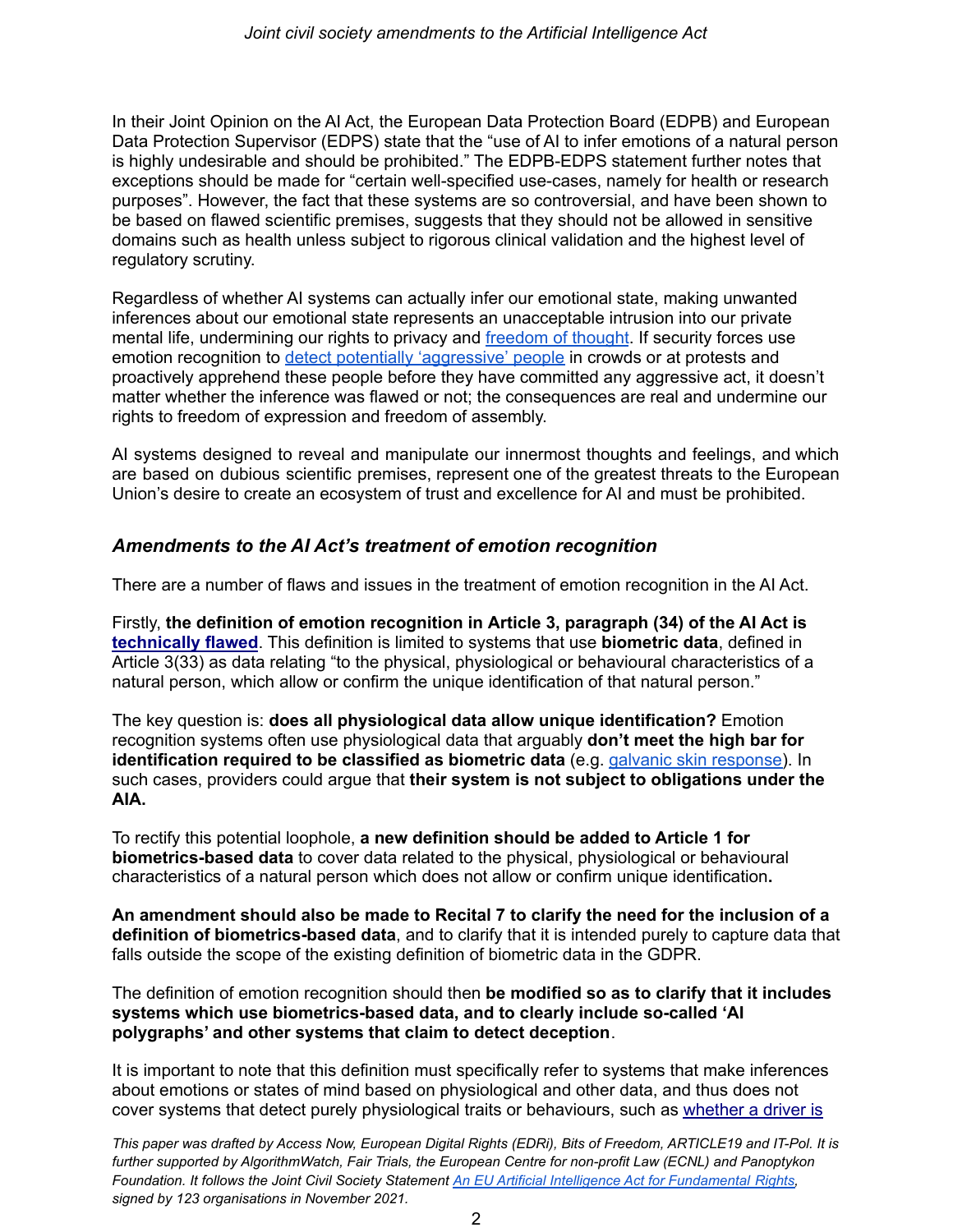In their Joint Opinion on the AI Act, the European Data Protection Board (EDPB) and European Data Protection Supervisor (EDPS) state that the "use of AI to infer emotions of a natural person is highly undesirable and should be prohibited." The EDPB-EDPS statement further notes that exceptions should be made for "certain well-specified use-cases, namely for health or research purposes". However, the fact that these systems are so controversial, and have been shown to be based on flawed scientific premises, suggests that they should not be allowed in sensitive domains such as health unless subject to rigorous clinical validation and the highest level of regulatory scrutiny.

Regardless of whether AI systems can actually infer our emotional state, making unwanted inferences about our emotional state represents an unacceptable intrusion into our private mental life, undermining our rights to privacy and freedom of thought. If security forces use emotion recognition to detect potentially 'aggressive' people in crowds or at protests and proactively apprehend these people before they have committed any aggressive act, it doesn't matter whether the inference was flawed or not; the consequences are real and undermine our rights to freedom of expression and freedom of assembly.

AI systems designed to reveal and manipulate our innermost thoughts and feelings, and which are based on dubious scientific premises, represent one of the greatest threats to the European Union's desire to create an ecosystem of trust and excellence for AI and must be prohibited.

### *Amendments to the AI Act's treatment of emotion recognition*

There are a number of flaws and issues in the treatment of emotion recognition in the AI Act.

Firstly, **the definition of emotion recognition in Article 3, paragraph (34) of the AI Act is technically flawed**. This definition is limited to systems that use **biometric data**, defined in Article 3(33) as data relating "to the physical, physiological or behavioural characteristics of a natural person, which allow or confirm the unique identification of that natural person."

The key question is: **does all physiological data allow unique identification?** Emotion recognition systems often use physiological data that arguably **don't meet the high bar for identification required to be classified as biometric data** (e.g. galvanic skin response). In such cases, providers could argue that **their system is not subject to obligations under the AIA.**

To rectify this potential loophole, **a new definition should be added to Article 1 for biometrics-based data** to cover data related to the physical, physiological or behavioural characteristics of a natural person which does not allow or confirm unique identification**.**

**An amendment should also be made to Recital 7 to clarify the need for the inclusion of a definition of biometrics-based data**, and to clarify that it is intended purely to capture data that falls outside the scope of the existing definition of biometric data in the GDPR.

The definition of emotion recognition should then **be modified so as to clarify that it includes systems which use biometrics-based data, and to clearly include so-called 'AI polygraphs' and other systems that claim to detect deception**.

It is important to note that this definition must specifically refer to systems that make inferences about emotions or states of mind based on physiological and other data, and thus does not cover systems that detect purely physiological traits or behaviours, such as whether a driver is

*This paper was drafted by Access Now, European Digital Rights (EDRi), Bits of Freedom, ARTICLE19 and IT-Pol. It is further supported by AlgorithmWatch, Fair Trials, the European Centre for non-profit Law (ECNL) and Panoptykon Foundation. It follows the Joint Civil Society Statement An EU Artificial Intelligence Act for Fundamental Rights, signed by 123 organisations in November 2021.*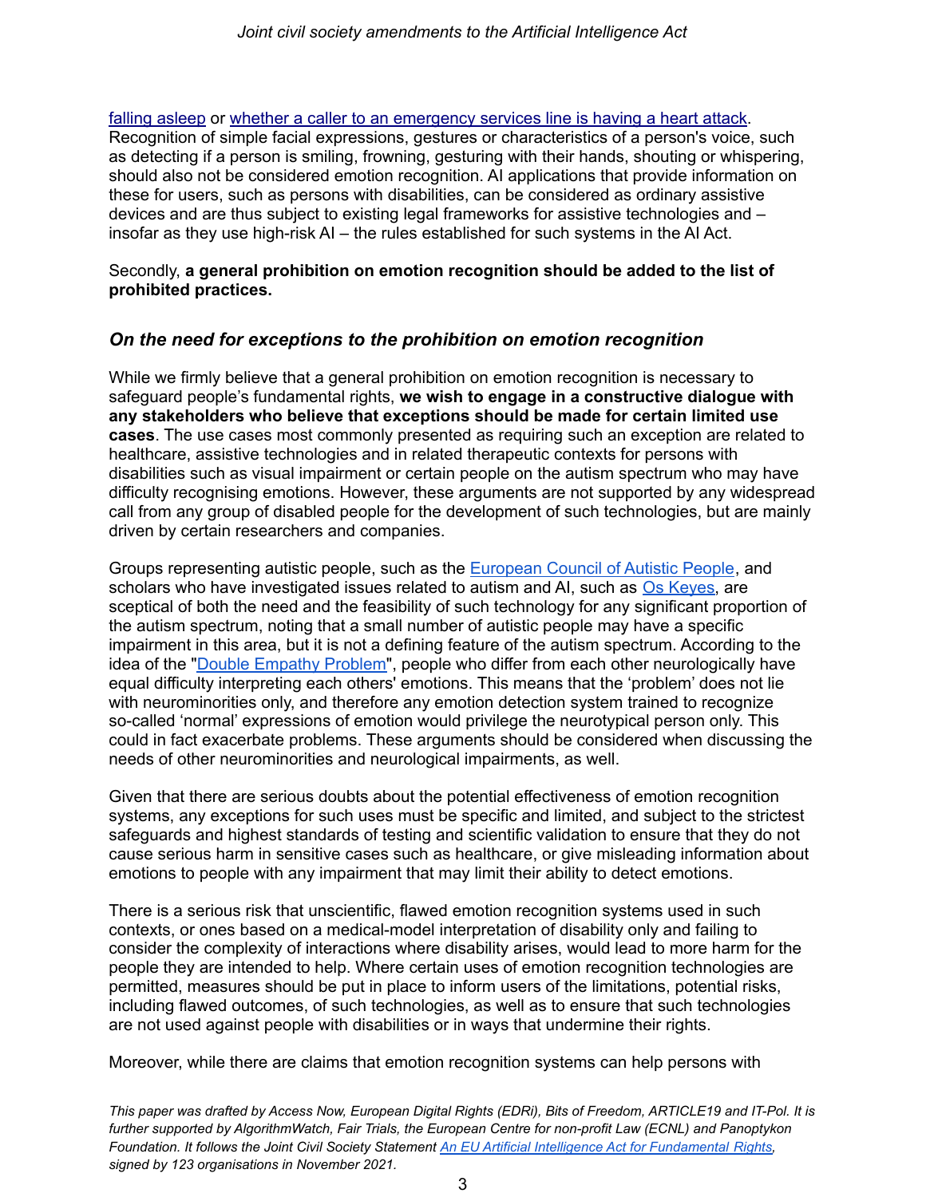falling asleep or whether a caller to an emergency services line is having a heart attack. Recognition of simple facial expressions, gestures or characteristics of a person's voice, such as detecting if a person is smiling, frowning, gesturing with their hands, shouting or whispering, should also not be considered emotion recognition. AI applications that provide information on these for users, such as persons with disabilities, can be considered as ordinary assistive devices and are thus subject to existing legal frameworks for assistive technologies and – insofar as they use high-risk AI – the rules established for such systems in the AI Act.

Secondly, **a general prohibition on emotion recognition should be added to the list of prohibited practices.**

### *On the need for exceptions to the prohibition on emotion recognition*

While we firmly believe that a general prohibition on emotion recognition is necessary to safeguard people's fundamental rights, **we wish to engage in a constructive dialogue with any stakeholders who believe that exceptions should be made for certain limited use cases**. The use cases most commonly presented as requiring such an exception are related to healthcare, assistive technologies and in related therapeutic contexts for persons with disabilities such as visual impairment or certain people on the autism spectrum who may have difficulty recognising emotions. However, these arguments are not supported by any widespread call from any group of disabled people for the development of such technologies, but are mainly driven by certain researchers and companies.

Groups representing autistic people, such as the European Council of Autistic People, and scholars who have investigated issues related to autism and AI, such as Os Keyes, are sceptical of both the need and the feasibility of such technology for any significant proportion of the autism spectrum, noting that a small number of autistic people may have a specific impairment in this area, but it is not a defining feature of the autism spectrum. According to the idea of the "Double Empathy Problem", people who differ from each other neurologically have equal difficulty interpreting each others' emotions. This means that the 'problem' does not lie with neurominorities only, and therefore any emotion detection system trained to recognize so-called 'normal' expressions of emotion would privilege the neurotypical person only. This could in fact exacerbate problems. These arguments should be considered when discussing the needs of other neurominorities and neurological impairments, as well.

Given that there are serious doubts about the potential effectiveness of emotion recognition systems, any exceptions for such uses must be specific and limited, and subject to the strictest safeguards and highest standards of testing and scientific validation to ensure that they do not cause serious harm in sensitive cases such as healthcare, or give misleading information about emotions to people with any impairment that may limit their ability to detect emotions.

There is a serious risk that unscientific, flawed emotion recognition systems used in such contexts, or ones based on a medical-model interpretation of disability only and failing to consider the complexity of interactions where disability arises, would lead to more harm for the people they are intended to help. Where certain uses of emotion recognition technologies are permitted, measures should be put in place to inform users of the limitations, potential risks, including flawed outcomes, of such technologies, as well as to ensure that such technologies are not used against people with disabilities or in ways that undermine their rights.

Moreover, while there are claims that emotion recognition systems can help persons with

*This paper was drafted by Access Now, European Digital Rights (EDRi), Bits of Freedom, ARTICLE19 and IT-Pol. It is further supported by AlgorithmWatch, Fair Trials, the European Centre for non-profit Law (ECNL) and Panoptykon Foundation. It follows the Joint Civil Society Statement An EU Artificial Intelligence Act for Fundamental Rights, signed by 123 organisations in November 2021.*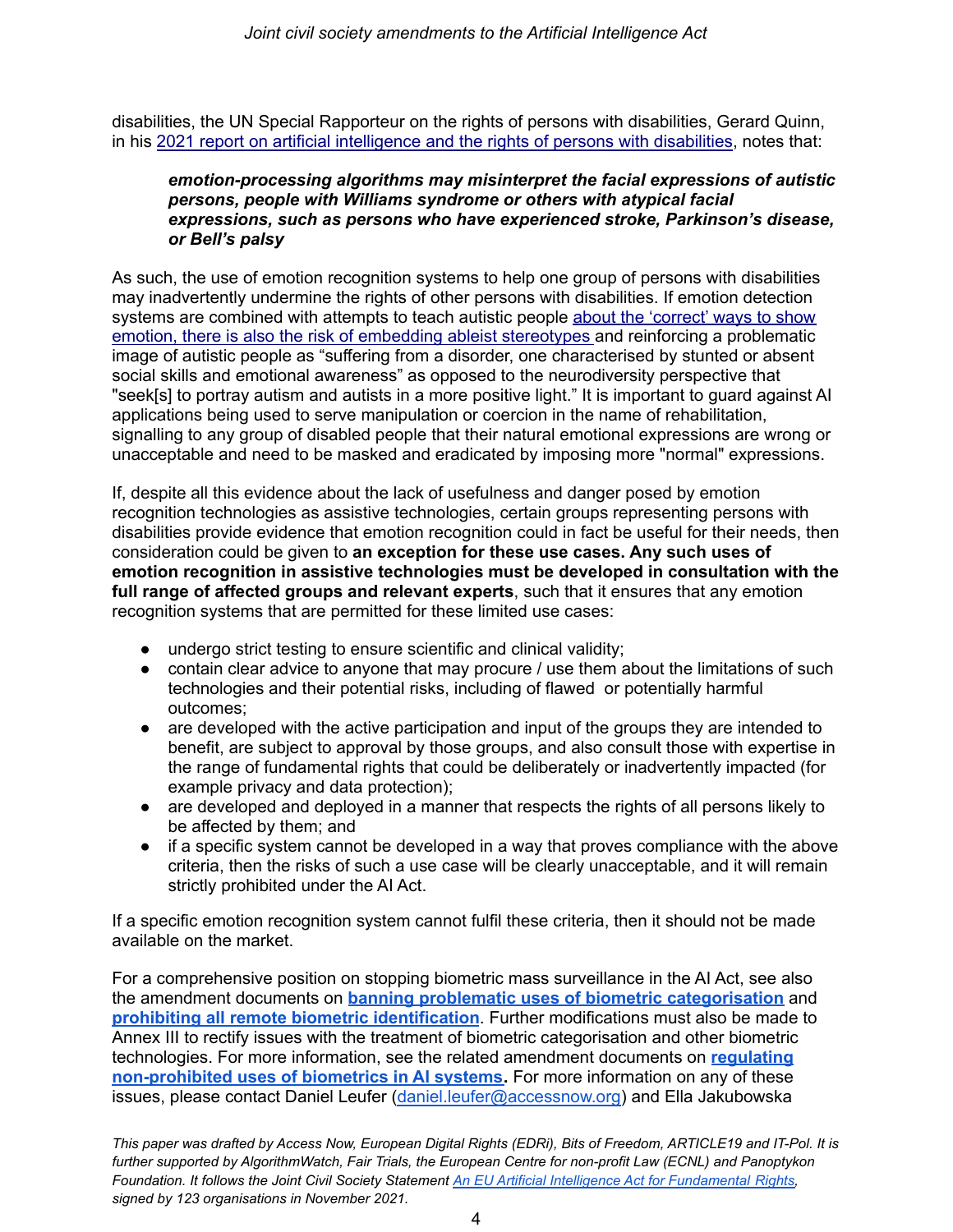disabilities, the UN Special Rapporteur on the rights of persons with disabilities, Gerard Quinn, in his [2021 report on artificial intelligence and the rights of persons with disabilities](), notes that:

> ***emotion-processing algorithms may misinterpret the facial expressions of autistic persons, people with Williams syndrome or others with atypical facial expressions, such as persons who have experienced stroke, Parkinson's disease, or Bell's palsy***

As such, the use of emotion recognition systems to help one group of persons with disabilities may inadvertently undermine the rights of other persons with disabilities. If emotion detection systems are combined with attempts to teach autistic people [about the 'correct' ways to show emotion, there is also the risk of embedding ableist stereotypes]() and reinforcing a problematic image of autistic people as "suffering from a disorder, one characterised by stunted or absent social skills and emotional awareness" as opposed to the neurodiversity perspective that "seek[s] to portray autism and autists in a more positive light." It is important to guard against AI applications being used to serve manipulation or coercion in the name of rehabilitation, signalling to any group of disabled people that their natural emotional expressions are wrong or unacceptable and need to be masked and eradicated by imposing more "normal" expressions.

If, despite all this evidence about the lack of usefulness and danger posed by emotion recognition technologies as assistive technologies, certain groups representing persons with disabilities provide evidence that emotion recognition could in fact be useful for their needs, then consideration could be given to **an exception for these use cases. Any such uses of emotion recognition in assistive technologies must be developed in consultation with the full range of affected groups and relevant experts**, such that it ensures that any emotion recognition systems that are permitted for these limited use cases:

- undergo strict testing to ensure scientific and clinical validity;
- contain clear advice to anyone that may procure / use them about the limitations of such technologies and their potential risks, including of flawed or potentially harmful outcomes;
- are developed with the active participation and input of the groups they are intended to benefit, are subject to approval by those groups, and also consult those with expertise in the range of fundamental rights that could be deliberately or inadvertently impacted (for example privacy and data protection);
- are developed and deployed in a manner that respects the rights of all persons likely to be affected by them; and
- if a specific system cannot be developed in a way that proves compliance with the above criteria, then the risks of such a use case will be clearly unacceptable, and it will remain strictly prohibited under the AI Act.

If a specific emotion recognition system cannot fulfil these criteria, then it should not be made available on the market.

For a comprehensive position on stopping biometric mass surveillance in the AI Act, see also the amendment documents on **[banning problematic uses of biometric categorisation]()** and **[prohibiting all remote biometric identification]()**. Further modifications must also be made to Annex III to rectify issues with the treatment of biometric categorisation and other biometric technologies. For more information, see the related amendment documents on **[regulating non-prohibited uses of biometrics in AI systems]().** For more information on any of these issues, please contact Daniel Leufer (daniel.leufer@accessnow.org) and Ella Jakubowska

*This paper was drafted by Access Now, European Digital Rights (EDRi), Bits of Freedom, ARTICLE19 and IT-Pol. It is further supported by AlgorithmWatch, Fair Trials, the European Centre for non-profit Law (ECNL) and Panoptykon Foundation. It follows the Joint Civil Society Statement [An EU Artificial Intelligence Act for Fundamental Rights](), signed by 123 organisations in November 2021.*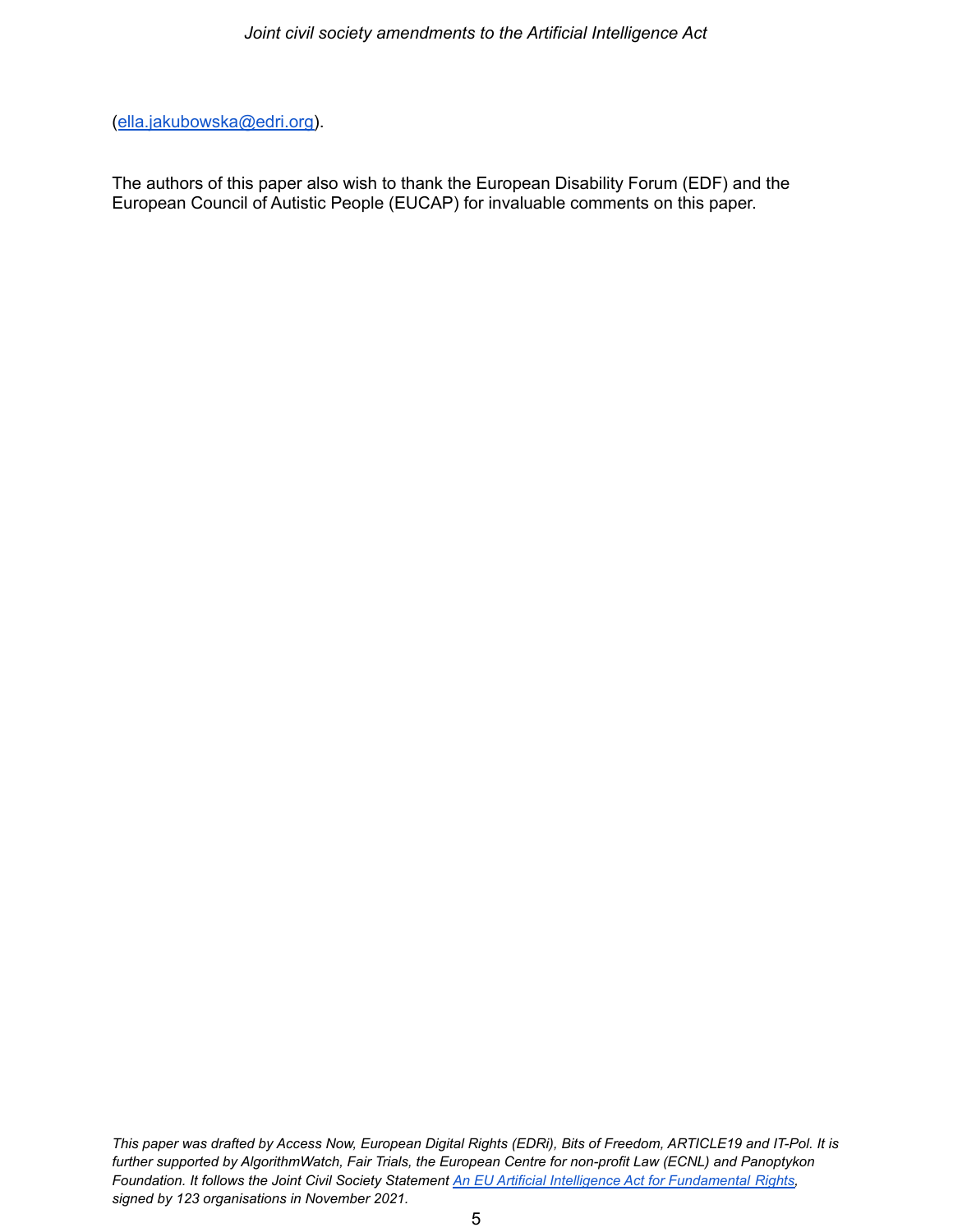(ella.jakubowska@edri.org).

The authors of this paper also wish to thank the European Disability Forum (EDF) and the European Council of Autistic People (EUCAP) for invaluable comments on this paper.

*This paper was drafted by Access Now, European Digital Rights (EDRi), Bits of Freedom, ARTICLE19 and IT-Pol. It is further supported by AlgorithmWatch, Fair Trials, the European Centre for non-profit Law (ECNL) and Panoptykon Foundation. It follows the Joint Civil Society Statement [An EU Artificial Intelligence Act for Fundamental Rights](), signed by 123 organisations in November 2021.*